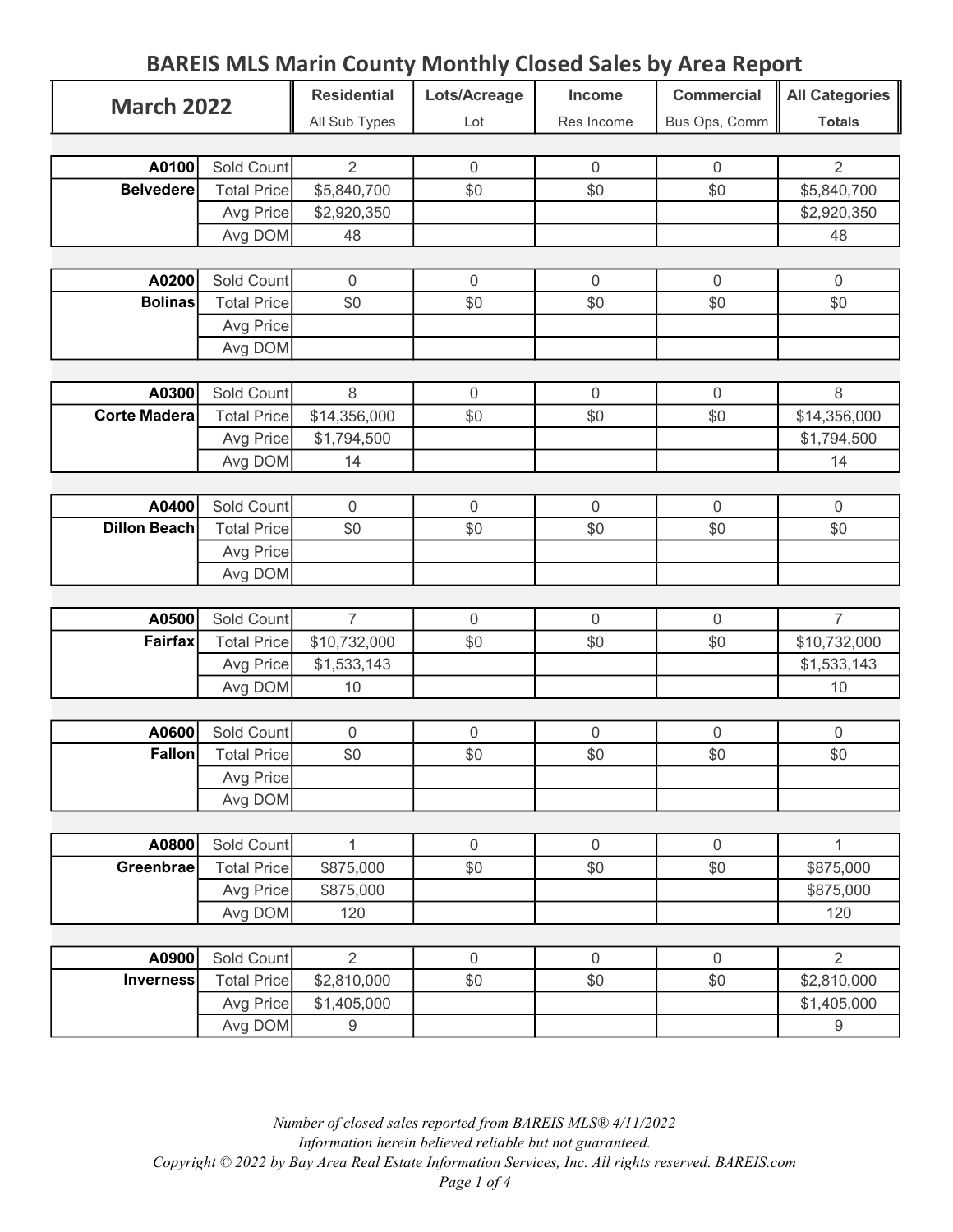# BAREIS MLS Marin County Monthly Closed Sales by Area Report

| March 2022 | | Residential<br>All Sub Types | Lots/Acreage<br>Lot | Income<br>Res Income | Commercial<br>Bus Ops, Comm | All Categories<br>Totals |
|---|---|---|---|---|---|---|
| **A0100** | Sold Count | 2 | 0 | 0 | 0 | 2 |
| **Belvedere** | Total Price | $5,840,700 | $0 | $0 | $0 | $5,840,700 |
| | Avg Price | $2,920,350 | | | | $2,920,350 |
| | Avg DOM | 48 | | | | 48 |
| **A0200** | Sold Count | 0 | 0 | 0 | 0 | 0 |
| **Bolinas** | Total Price | $0 | $0 | $0 | $0 | $0 |
| | Avg Price | | | | | |
| | Avg DOM | | | | | |
| **A0300** | Sold Count | 8 | 0 | 0 | 0 | 8 |
| **Corte Madera** | Total Price | $14,356,000 | $0 | $0 | $0 | $14,356,000 |
| | Avg Price | $1,794,500 | | | | $1,794,500 |
| | Avg DOM | 14 | | | | 14 |
| **A0400** | Sold Count | 0 | 0 | 0 | 0 | 0 |
| **Dillon Beach** | Total Price | $0 | $0 | $0 | $0 | $0 |
| | Avg Price | | | | | |
| | Avg DOM | | | | | |
| **A0500** | Sold Count | 7 | 0 | 0 | 0 | 7 |
| **Fairfax** | Total Price | $10,732,000 | $0 | $0 | $0 | $10,732,000 |
| | Avg Price | $1,533,143 | | | | $1,533,143 |
| | Avg DOM | 10 | | | | 10 |
| **A0600** | Sold Count | 0 | 0 | 0 | 0 | 0 |
| **Fallon** | Total Price | $0 | $0 | $0 | $0 | $0 |
| | Avg Price | | | | | |
| | Avg DOM | | | | | |
| **A0800** | Sold Count | 1 | 0 | 0 | 0 | 1 |
| **Greenbrae** | Total Price | $875,000 | $0 | $0 | $0 | $875,000 |
| | Avg Price | $875,000 | | | | $875,000 |
| | Avg DOM | 120 | | | | 120 |
| **A0900** | Sold Count | 2 | 0 | 0 | 0 | 2 |
| **Inverness** | Total Price | $2,810,000 | $0 | $0 | $0 | $2,810,000 |
| | Avg Price | $1,405,000 | | | | $1,405,000 |
| | Avg DOM | 9 | | | | 9 |

*Number of closed sales reported from BAREIS MLS® 4/11/2022*
*Information herein believed reliable but not guaranteed.*
*Copyright © 2022 by Bay Area Real Estate Information Services, Inc. All rights reserved. BAREIS.com*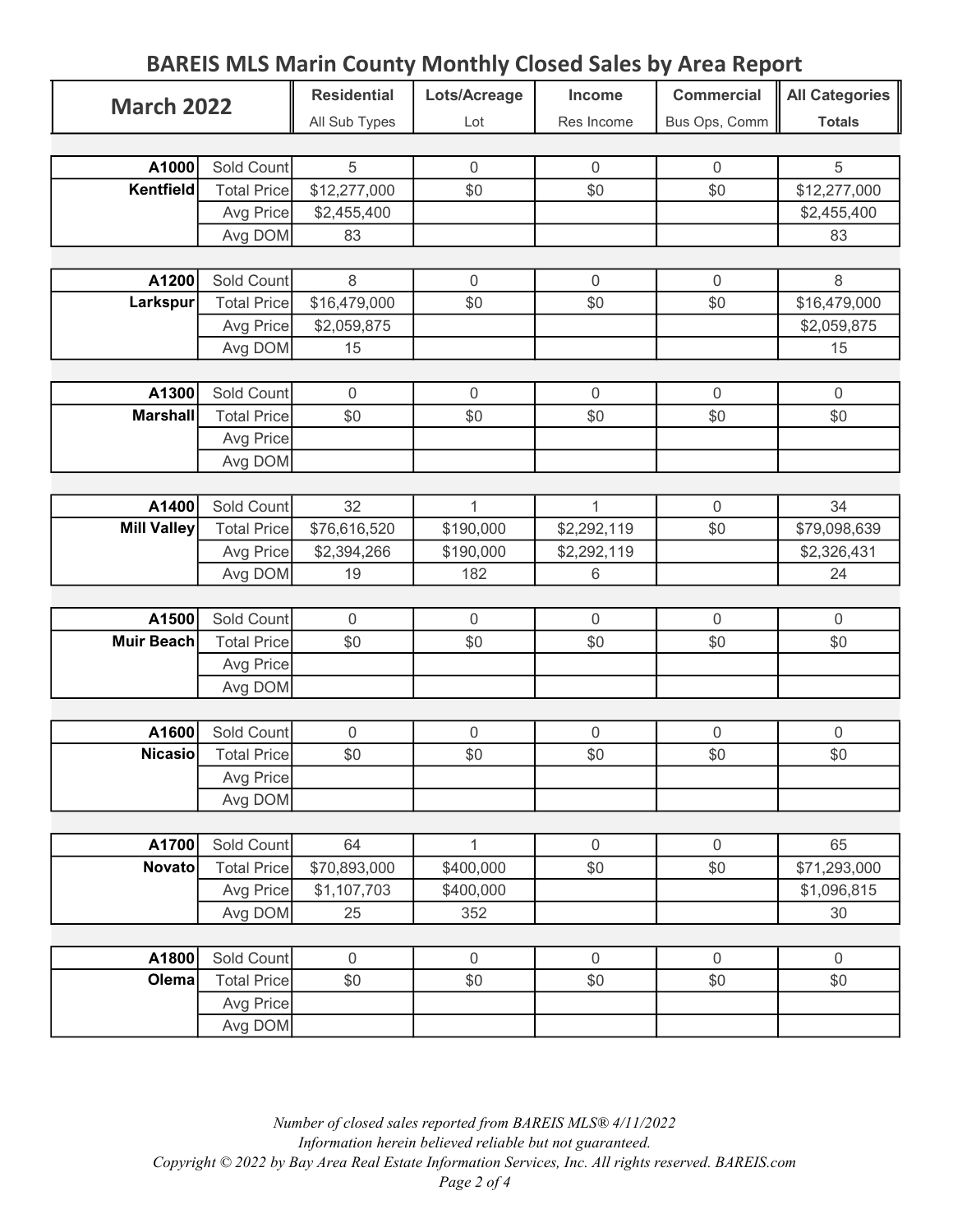# BAREIS MLS Marin County Monthly Closed Sales by Area Report

| March 2022 | | Residential<br>All Sub Types | Lots/Acreage<br>Lot | Income<br>Res Income | Commercial<br>Bus Ops, Comm | All Categories<br>Totals |
|---|---|---|---|---|---|---|
| **A1000** | Sold Count | 5 | 0 | 0 | 0 | 5 |
| **Kentfield** | Total Price | $12,277,000 | $0 | $0 | $0 | $12,277,000 |
| | Avg Price | $2,455,400 | | | | $2,455,400 |
| | Avg DOM | 83 | | | | 83 |
| **A1200** | Sold Count | 8 | 0 | 0 | 0 | 8 |
| **Larkspur** | Total Price | $16,479,000 | $0 | $0 | $0 | $16,479,000 |
| | Avg Price | $2,059,875 | | | | $2,059,875 |
| | Avg DOM | 15 | | | | 15 |
| **A1300** | Sold Count | 0 | 0 | 0 | 0 | 0 |
| **Marshall** | Total Price | $0 | $0 | $0 | $0 | $0 |
| | Avg Price | | | | | |
| | Avg DOM | | | | | |
| **A1400** | Sold Count | 32 | 1 | 1 | 0 | 34 |
| **Mill Valley** | Total Price | $76,616,520 | $190,000 | $2,292,119 | $0 | $79,098,639 |
| | Avg Price | $2,394,266 | $190,000 | $2,292,119 | | $2,326,431 |
| | Avg DOM | 19 | 182 | 6 | | 24 |
| **A1500** | Sold Count | 0 | 0 | 0 | 0 | 0 |
| **Muir Beach** | Total Price | $0 | $0 | $0 | $0 | $0 |
| | Avg Price | | | | | |
| | Avg DOM | | | | | |
| **A1600** | Sold Count | 0 | 0 | 0 | 0 | 0 |
| **Nicasio** | Total Price | $0 | $0 | $0 | $0 | $0 |
| | Avg Price | | | | | |
| | Avg DOM | | | | | |
| **A1700** | Sold Count | 64 | 1 | 0 | 0 | 65 |
| **Novato** | Total Price | $70,893,000 | $400,000 | $0 | $0 | $71,293,000 |
| | Avg Price | $1,107,703 | $400,000 | | | $1,096,815 |
| | Avg DOM | 25 | 352 | | | 30 |
| **A1800** | Sold Count | 0 | 0 | 0 | 0 | 0 |
| **Olema** | Total Price | $0 | $0 | $0 | $0 | $0 |
| | Avg Price | | | | | |
| | Avg DOM | | | | | |

*Number of closed sales reported from BAREIS MLS® 4/11/2022*
*Information herein believed reliable but not guaranteed.*
*Copyright © 2022 by Bay Area Real Estate Information Services, Inc. All rights reserved. BAREIS.com*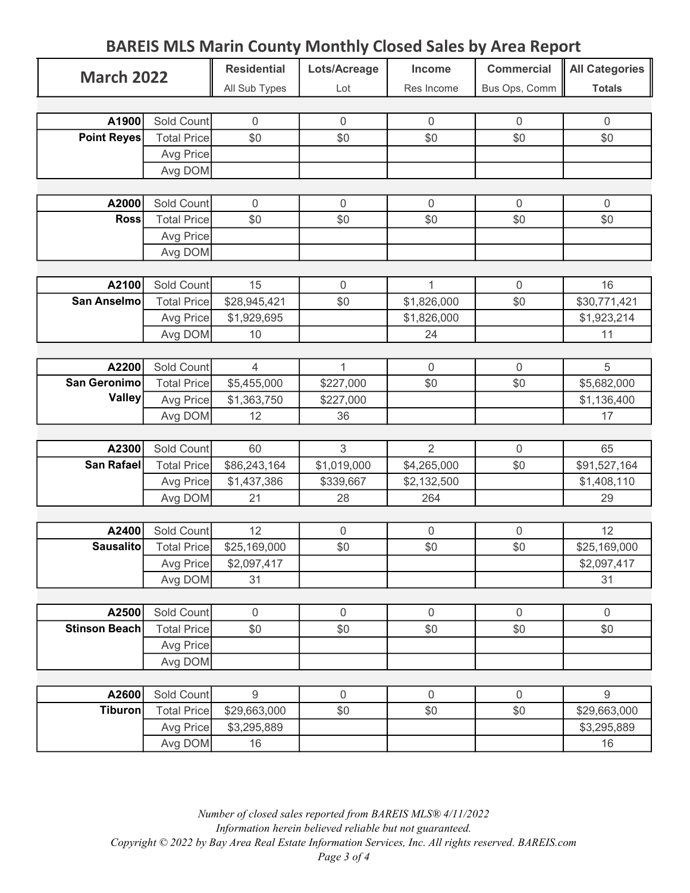# BAREIS MLS Marin County Monthly Closed Sales by Area Report

| March 2022 | | Residential<br>All Sub Types | Lots/Acreage<br>Lot | Income<br>Res Income | Commercial<br>Bus Ops, Comm | All Categories<br>Totals |
|---|---|---|---|---|---|---|
| A1900 | Sold Count | 0 | 0 | 0 | 0 | 0 |
| Point Reyes | Total Price | $0 | $0 | $0 | $0 | $0 |
| | Avg Price | | | | | |
| | Avg DOM | | | | | |
| A2000 | Sold Count | 0 | 0 | 0 | 0 | 0 |
| Ross | Total Price | $0 | $0 | $0 | $0 | $0 |
| | Avg Price | | | | | |
| | Avg DOM | | | | | |
| A2100 | Sold Count | 15 | 0 | 1 | 0 | 16 |
| San Anselmo | Total Price | $28,945,421 | $0 | $1,826,000 | $0 | $30,771,421 |
| | Avg Price | $1,929,695 | | $1,826,000 | | $1,923,214 |
| | Avg DOM | 10 | | 24 | | 11 |
| A2200 | Sold Count | 4 | 1 | 0 | 0 | 5 |
| San Geronimo Valley | Total Price | $5,455,000 | $227,000 | $0 | $0 | $5,682,000 |
| | Avg Price | $1,363,750 | $227,000 | | | $1,136,400 |
| | Avg DOM | 12 | 36 | | | 17 |
| A2300 | Sold Count | 60 | 3 | 2 | 0 | 65 |
| San Rafael | Total Price | $86,243,164 | $1,019,000 | $4,265,000 | $0 | $91,527,164 |
| | Avg Price | $1,437,386 | $339,667 | $2,132,500 | | $1,408,110 |
| | Avg DOM | 21 | 28 | 264 | | 29 |
| A2400 | Sold Count | 12 | 0 | 0 | 0 | 12 |
| Sausalito | Total Price | $25,169,000 | $0 | $0 | $0 | $25,169,000 |
| | Avg Price | $2,097,417 | | | | $2,097,417 |
| | Avg DOM | 31 | | | | 31 |
| A2500 | Sold Count | 0 | 0 | 0 | 0 | 0 |
| Stinson Beach | Total Price | $0 | $0 | $0 | $0 | $0 |
| | Avg Price | | | | | |
| | Avg DOM | | | | | |
| A2600 | Sold Count | 9 | 0 | 0 | 0 | 9 |
| Tiburon | Total Price | $29,663,000 | $0 | $0 | $0 | $29,663,000 |
| | Avg Price | $3,295,889 | | | | $3,295,889 |
| | Avg DOM | 16 | | | | 16 |

*Number of closed sales reported from BAREIS MLS® 4/11/2022*
*Information herein believed reliable but not guaranteed.*
*Copyright © 2022 by Bay Area Real Estate Information Services, Inc. All rights reserved. BAREIS.com*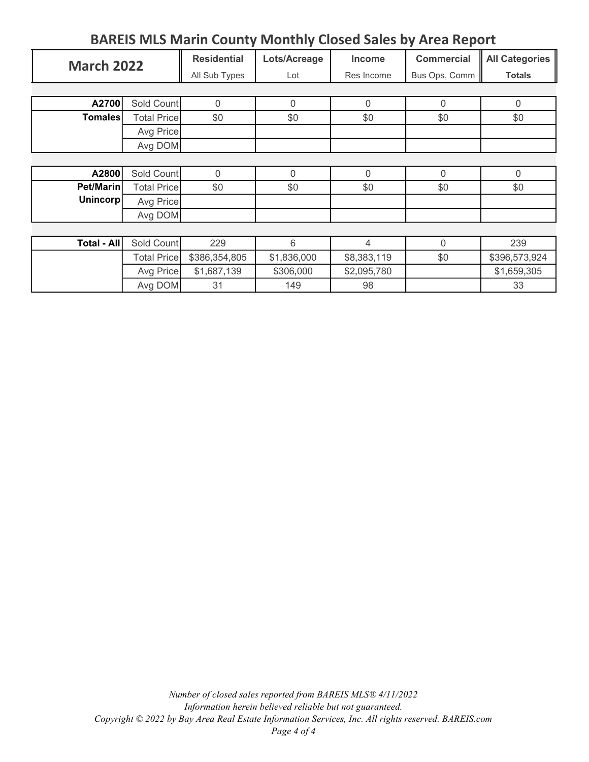# BAREIS MLS Marin County Monthly Closed Sales by Area Report

| March 2022 | | Residential<br>All Sub Types | Lots/Acreage<br>Lot | Income<br>Res Income | Commercial<br>Bus Ops, Comm | All Categories<br>Totals |
|---|---|---|---|---|---|---|
| **A2700** | Sold Count | 0 | 0 | 0 | 0 | 0 |
| **Tomales** | Total Price | $0 | $0 | $0 | $0 | $0 |
| | Avg Price | | | | | |
| | Avg DOM | | | | | |
| **A2800** | Sold Count | 0 | 0 | 0 | 0 | 0 |
| **Pet/Marin Unincorp** | Total Price | $0 | $0 | $0 | $0 | $0 |
| | Avg Price | | | | | |
| | Avg DOM | | | | | |
| **Total - All** | Sold Count | 229 | 6 | 4 | 0 | 239 |
| | Total Price | $386,354,805 | $1,836,000 | $8,383,119 | $0 | $396,573,924 |
| | Avg Price | $1,687,139 | $306,000 | $2,095,780 | | $1,659,305 |
| | Avg DOM | 31 | 149 | 98 | | 33 |

*Number of closed sales reported from BAREIS MLS® 4/11/2022*
*Information herein believed reliable but not guaranteed.*
*Copyright © 2022 by Bay Area Real Estate Information Services, Inc. All rights reserved. BAREIS.com*